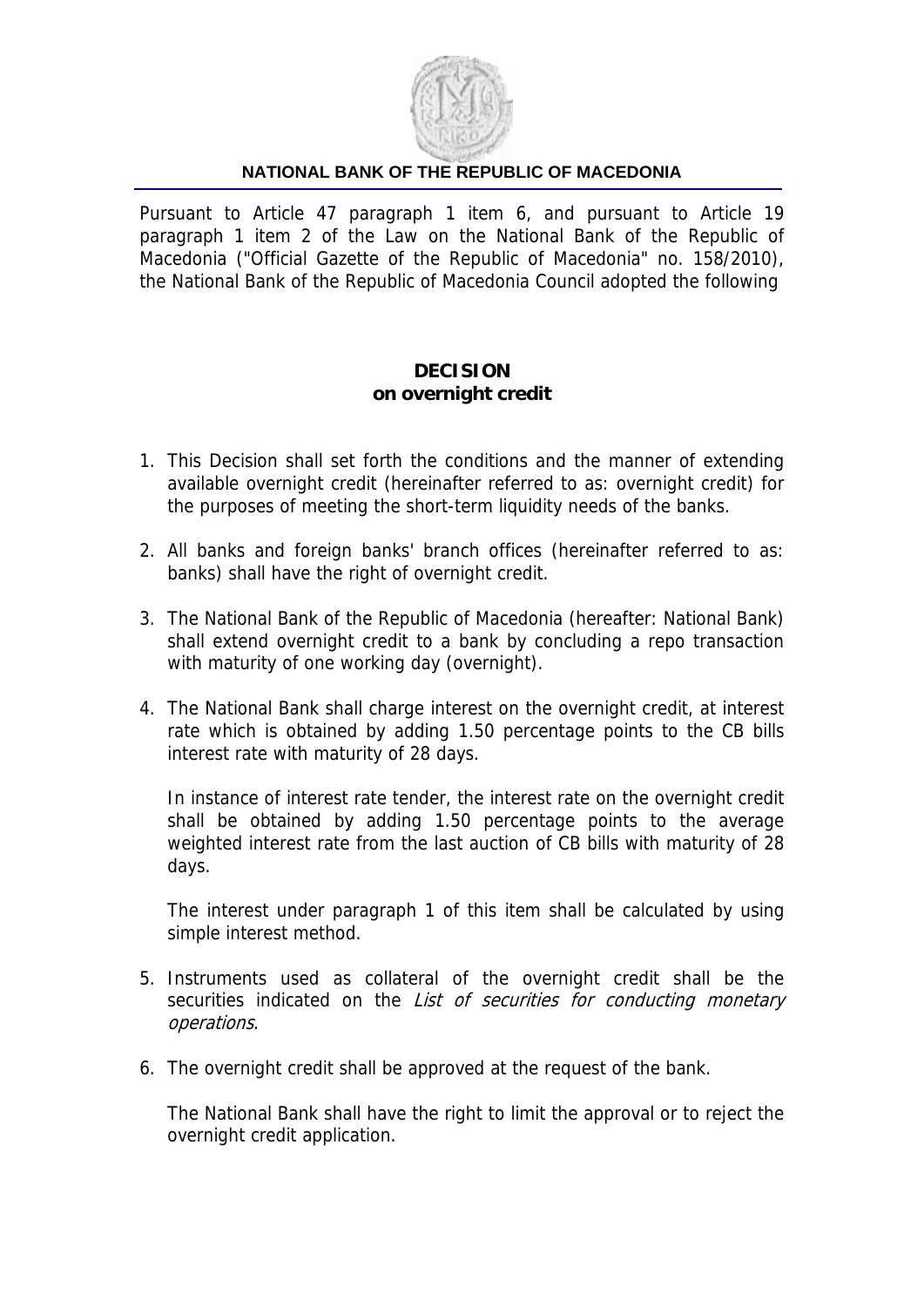**NATIONAL BANK OF THE REPUBLIC OF MACEDONIA**

Pursuant to Article 47 paragraph 1 item 6, and pursuant to Article 19 paragraph 1 item 2 of the Law on the National Bank of the Republic of Macedonia ("Official Gazette of the Republic of Macedonia" no. 158/2010), the National Bank of the Republic of Macedonia Council adopted the following

# DECISION
## on overnight credit

1. This Decision shall set forth the conditions and the manner of extending available overnight credit (hereinafter referred to as: overnight credit) for the purposes of meeting the short-term liquidity needs of the banks.

2. All banks and foreign banks' branch offices (hereinafter referred to as: banks) shall have the right of overnight credit.

3. The National Bank of the Republic of Macedonia (hereafter: National Bank) shall extend overnight credit to a bank by concluding a repo transaction with maturity of one working day (overnight).

4. The National Bank shall charge interest on the overnight credit, at interest rate which is obtained by adding 1.50 percentage points to the CB bills interest rate with maturity of 28 days.

   In instance of interest rate tender, the interest rate on the overnight credit shall be obtained by adding 1.50 percentage points to the average weighted interest rate from the last auction of CB bills with maturity of 28 days.

   The interest under paragraph 1 of this item shall be calculated by using simple interest method.

5. Instruments used as collateral of the overnight credit shall be the securities indicated on the *List of securities for conducting monetary operations*.

6. The overnight credit shall be approved at the request of the bank.

   The National Bank shall have the right to limit the approval or to reject the overnight credit application.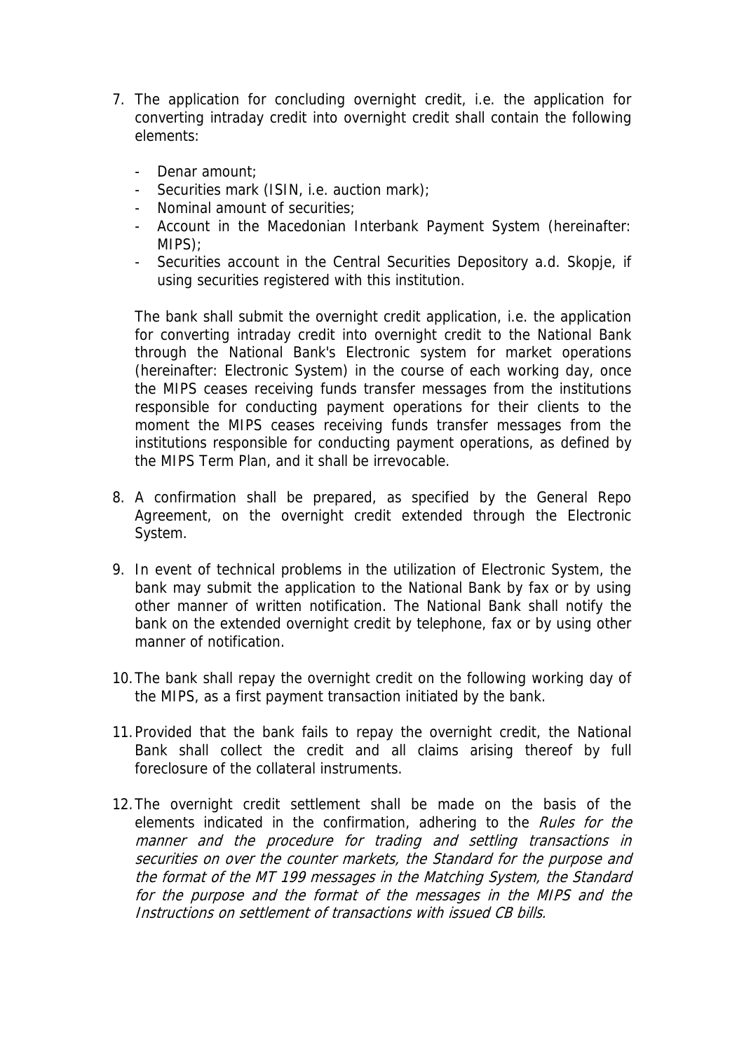7. The application for concluding overnight credit, i.e. the application for converting intraday credit into overnight credit shall contain the following elements:

   - Denar amount;
   - Securities mark (ISIN, i.e. auction mark);
   - Nominal amount of securities;
   - Account in the Macedonian Interbank Payment System (hereinafter: MIPS);
   - Securities account in the Central Securities Depository a.d. Skopje, if using securities registered with this institution.

   The bank shall submit the overnight credit application, i.e. the application for converting intraday credit into overnight credit to the National Bank through the National Bank's Electronic system for market operations (hereinafter: Electronic System) in the course of each working day, once the MIPS ceases receiving funds transfer messages from the institutions responsible for conducting payment operations for their clients to the moment the MIPS ceases receiving funds transfer messages from the institutions responsible for conducting payment operations, as defined by the MIPS Term Plan, and it shall be irrevocable.

8. A confirmation shall be prepared, as specified by the General Repo Agreement, on the overnight credit extended through the Electronic System.

9. In event of technical problems in the utilization of Electronic System, the bank may submit the application to the National Bank by fax or by using other manner of written notification. The National Bank shall notify the bank on the extended overnight credit by telephone, fax or by using other manner of notification.

10. The bank shall repay the overnight credit on the following working day of the MIPS, as a first payment transaction initiated by the bank.

11. Provided that the bank fails to repay the overnight credit, the National Bank shall collect the credit and all claims arising thereof by full foreclosure of the collateral instruments.

12. The overnight credit settlement shall be made on the basis of the elements indicated in the confirmation, adhering to the *Rules for the manner and the procedure for trading and settling transactions in securities on over the counter markets, the Standard for the purpose and the format of the MT 199 messages in the Matching System, the Standard for the purpose and the format of the messages in the MIPS and the Instructions on settlement of transactions with issued CB bills.*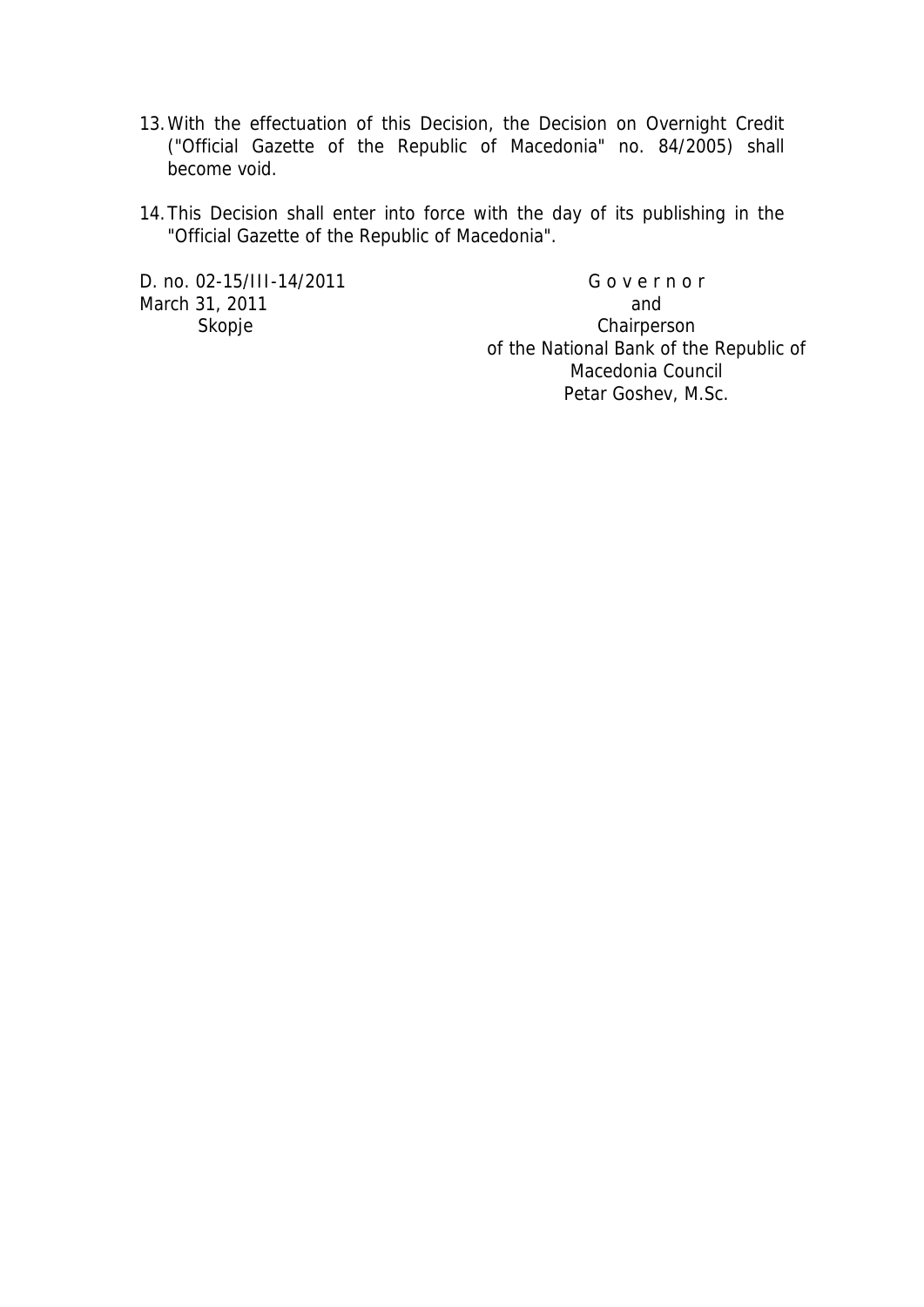13. With the effectuation of this Decision, the Decision on Overnight Credit ("Official Gazette of the Republic of Macedonia" no. 84/2005) shall become void.

14. This Decision shall enter into force with the day of its publishing in the "Official Gazette of the Republic of Macedonia".

D. no. 02-15/III-14/2011
March 31, 2011
Skopje

G o v e r n o r
and
Chairperson
of the National Bank of the Republic of Macedonia Council
Petar Goshev, M.Sc.